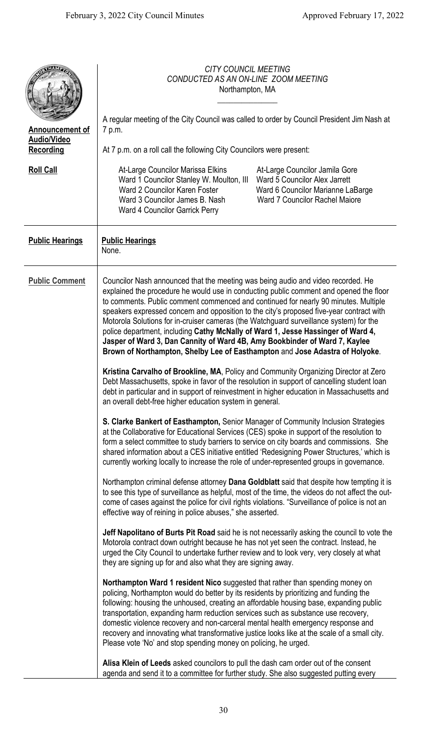CITY COUNCIL MEETING
CONDUCTED AS AN ON-LINE ZOOM MEETING
Northampton, MA

**Announcement of Audio/Video Recording**

A regular meeting of the City Council was called to order by Council President Jim Nash at 7 p.m.

**Roll Call**

At 7 p.m. on a roll call the following City Councilors were present:

At-Large Councilor Marissa Elkins
At-Large Councilor Jamila Gore
Ward 1 Councilor Stanley W. Moulton, III
Ward 5 Councilor Alex Jarrett
Ward 2 Councilor Karen Foster
Ward 6 Councilor Marianne LaBarge
Ward 3 Councilor James B. Nash
Ward 7 Councilor Rachel Maiore
Ward 4 Councilor Garrick Perry

## Public Hearings

**Public Hearings**
None.

## Public Comment

Councilor Nash announced that the meeting was being audio and video recorded. He explained the procedure he would use in conducting public comment and opened the floor to comments. Public comment commenced and continued for nearly 90 minutes. Multiple speakers expressed concern and opposition to the city's proposed five-year contract with Motorola Solutions for in-cruiser cameras (the Watchguard surveillance system) for the police department, including **Cathy McNally of Ward 1, Jesse Hassinger of Ward 4, Jasper of Ward 3, Dan Cannity of Ward 4B, Amy Bookbinder of Ward 7, Kaylee Brown of Northampton, Shelby Lee of Easthampton** and **Jose Adastra of Holyoke**.

**Kristina Carvalho of Brookline, MA**, Policy and Community Organizing Director at Zero Debt Massachusetts, spoke in favor of the resolution in support of cancelling student loan debt in particular and in support of reinvestment in higher education in Massachusetts and an overall debt-free higher education system in general.

**S. Clarke Bankert of Easthampton,** Senior Manager of Community Inclusion Strategies at the Collaborative for Educational Services (CES) spoke in support of the resolution to form a select committee to study barriers to service on city boards and commissions. She shared information about a CES initiative entitled 'Redesigning Power Structures,' which is currently working locally to increase the role of under-represented groups in governance.

Northampton criminal defense attorney **Dana Goldblatt** said that despite how tempting it is to see this type of surveillance as helpful, most of the time, the videos do not affect the outcome of cases against the police for civil rights violations. "Surveillance of police is not an effective way of reining in police abuses," she asserted.

**Jeff Napolitano of Burts Pit Road** said he is not necessarily asking the council to vote the Motorola contract down outright because he has not yet seen the contract. Instead, he urged the City Council to undertake further review and to look very, very closely at what they are signing up for and also what they are signing away.

**Northampton Ward 1 resident Nico** suggested that rather than spending money on policing, Northampton would do better by its residents by prioritizing and funding the following: housing the unhoused, creating an affordable housing base, expanding public transportation, expanding harm reduction services such as substance use recovery, domestic violence recovery and non-carceral mental health emergency response and recovery and innovating what transformative justice looks like at the scale of a small city. Please vote 'No' and stop spending money on policing, he urged.

**Alisa Klein of Leeds** asked councilors to pull the dash cam order out of the consent agenda and send it to a committee for further study. She also suggested putting every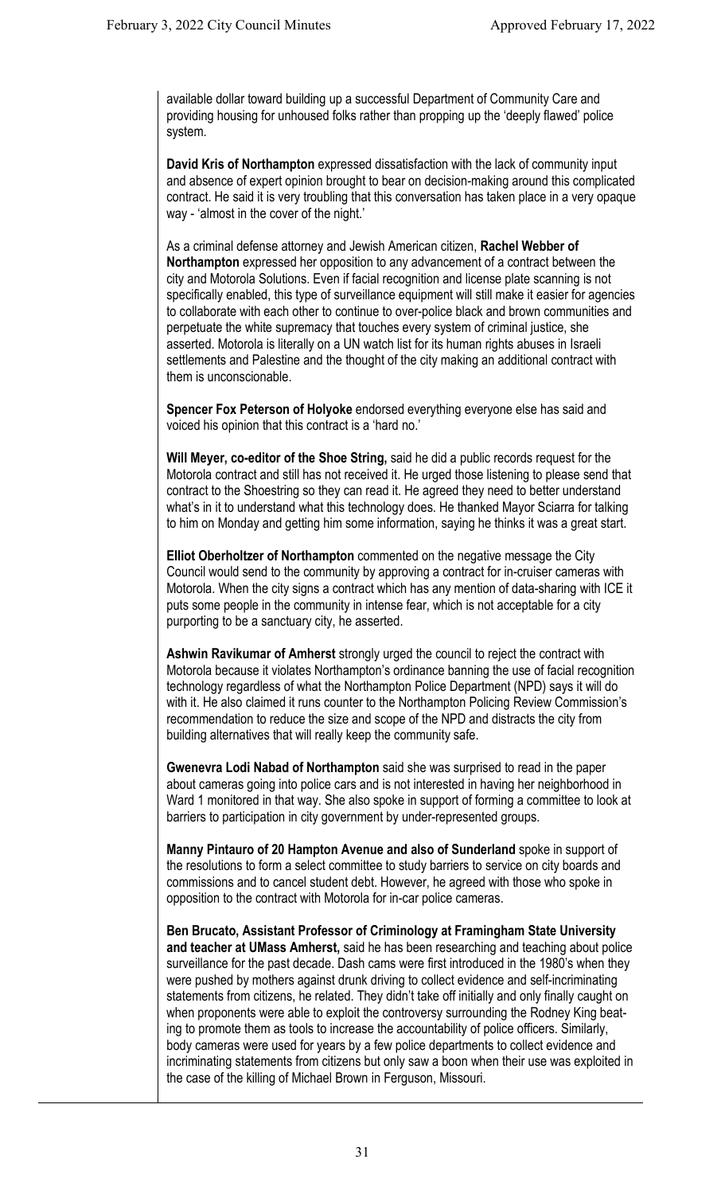available dollar toward building up a successful Department of Community Care and providing housing for unhoused folks rather than propping up the 'deeply flawed' police system.

**David Kris of Northampton** expressed dissatisfaction with the lack of community input and absence of expert opinion brought to bear on decision-making around this complicated contract. He said it is very troubling that this conversation has taken place in a very opaque way - 'almost in the cover of the night.'

As a criminal defense attorney and Jewish American citizen, **Rachel Webber of Northampton** expressed her opposition to any advancement of a contract between the city and Motorola Solutions. Even if facial recognition and license plate scanning is not specifically enabled, this type of surveillance equipment will still make it easier for agencies to collaborate with each other to continue to over-police black and brown communities and perpetuate the white supremacy that touches every system of criminal justice, she asserted. Motorola is literally on a UN watch list for its human rights abuses in Israeli settlements and Palestine and the thought of the city making an additional contract with them is unconscionable.

**Spencer Fox Peterson of Holyoke** endorsed everything everyone else has said and voiced his opinion that this contract is a 'hard no.'

**Will Meyer, co-editor of the Shoe String,** said he did a public records request for the Motorola contract and still has not received it. He urged those listening to please send that contract to the Shoestring so they can read it. He agreed they need to better understand what's in it to understand what this technology does. He thanked Mayor Sciarra for talking to him on Monday and getting him some information, saying he thinks it was a great start.

**Elliot Oberholtzer of Northampton** commented on the negative message the City Council would send to the community by approving a contract for in-cruiser cameras with Motorola. When the city signs a contract which has any mention of data-sharing with ICE it puts some people in the community in intense fear, which is not acceptable for a city purporting to be a sanctuary city, he asserted.

**Ashwin Ravikumar of Amherst** strongly urged the council to reject the contract with Motorola because it violates Northampton's ordinance banning the use of facial recognition technology regardless of what the Northampton Police Department (NPD) says it will do with it. He also claimed it runs counter to the Northampton Policing Review Commission's recommendation to reduce the size and scope of the NPD and distracts the city from building alternatives that will really keep the community safe.

**Gwenevra Lodi Nabad of Northampton** said she was surprised to read in the paper about cameras going into police cars and is not interested in having her neighborhood in Ward 1 monitored in that way. She also spoke in support of forming a committee to look at barriers to participation in city government by under-represented groups.

**Manny Pintauro of 20 Hampton Avenue and also of Sunderland** spoke in support of the resolutions to form a select committee to study barriers to service on city boards and commissions and to cancel student debt. However, he agreed with those who spoke in opposition to the contract with Motorola for in-car police cameras.

**Ben Brucato, Assistant Professor of Criminology at Framingham State University and teacher at UMass Amherst,** said he has been researching and teaching about police surveillance for the past decade. Dash cams were first introduced in the 1980's when they were pushed by mothers against drunk driving to collect evidence and self-incriminating statements from citizens, he related. They didn't take off initially and only finally caught on when proponents were able to exploit the controversy surrounding the Rodney King beating to promote them as tools to increase the accountability of police officers. Similarly, body cameras were used for years by a few police departments to collect evidence and incriminating statements from citizens but only saw a boon when their use was exploited in the case of the killing of Michael Brown in Ferguson, Missouri.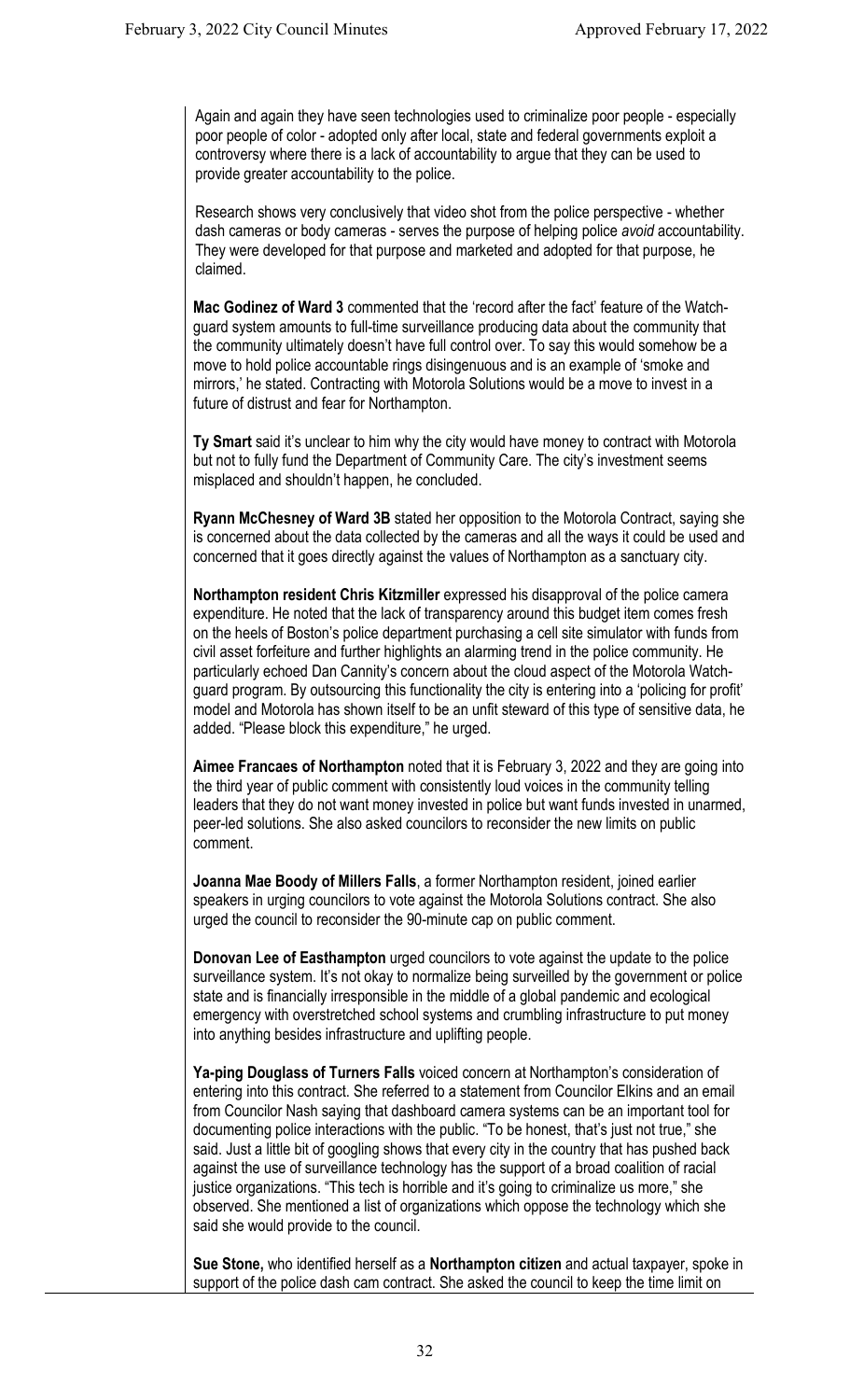Again and again they have seen technologies used to criminalize poor people - especially poor people of color - adopted only after local, state and federal governments exploit a controversy where there is a lack of accountability to argue that they can be used to provide greater accountability to the police.

Research shows very conclusively that video shot from the police perspective - whether dash cameras or body cameras - serves the purpose of helping police *avoid* accountability. They were developed for that purpose and marketed and adopted for that purpose, he claimed.

**Mac Godinez of Ward 3** commented that the 'record after the fact' feature of the Watch-guard system amounts to full-time surveillance producing data about the community that the community ultimately doesn't have full control over. To say this would somehow be a move to hold police accountable rings disingenuous and is an example of 'smoke and mirrors,' he stated. Contracting with Motorola Solutions would be a move to invest in a future of distrust and fear for Northampton.

**Ty Smart** said it's unclear to him why the city would have money to contract with Motorola but not to fully fund the Department of Community Care. The city's investment seems misplaced and shouldn't happen, he concluded.

**Ryann McChesney of Ward 3B** stated her opposition to the Motorola Contract, saying she is concerned about the data collected by the cameras and all the ways it could be used and concerned that it goes directly against the values of Northampton as a sanctuary city.

**Northampton resident Chris Kitzmiller** expressed his disapproval of the police camera expenditure. He noted that the lack of transparency around this budget item comes fresh on the heels of Boston's police department purchasing a cell site simulator with funds from civil asset forfeiture and further highlights an alarming trend in the police community. He particularly echoed Dan Cannity's concern about the cloud aspect of the Motorola Watch-guard program. By outsourcing this functionality the city is entering into a 'policing for profit' model and Motorola has shown itself to be an unfit steward of this type of sensitive data, he added. "Please block this expenditure," he urged.

**Aimee Francaes of Northampton** noted that it is February 3, 2022 and they are going into the third year of public comment with consistently loud voices in the community telling leaders that they do not want money invested in police but want funds invested in unarmed, peer-led solutions. She also asked councilors to reconsider the new limits on public comment.

**Joanna Mae Boody of Millers Falls**, a former Northampton resident, joined earlier speakers in urging councilors to vote against the Motorola Solutions contract. She also urged the council to reconsider the 90-minute cap on public comment.

**Donovan Lee of Easthampton** urged councilors to vote against the update to the police surveillance system. It's not okay to normalize being surveilled by the government or police state and is financially irresponsible in the middle of a global pandemic and ecological emergency with overstretched school systems and crumbling infrastructure to put money into anything besides infrastructure and uplifting people.

**Ya-ping Douglass of Turners Falls** voiced concern at Northampton's consideration of entering into this contract. She referred to a statement from Councilor Elkins and an email from Councilor Nash saying that dashboard camera systems can be an important tool for documenting police interactions with the public. "To be honest, that's just not true," she said. Just a little bit of googling shows that every city in the country that has pushed back against the use of surveillance technology has the support of a broad coalition of racial justice organizations. "This tech is horrible and it's going to criminalize us more," she observed. She mentioned a list of organizations which oppose the technology which she said she would provide to the council.

**Sue Stone,** who identified herself as a **Northampton citizen** and actual taxpayer, spoke in support of the police dash cam contract. She asked the council to keep the time limit on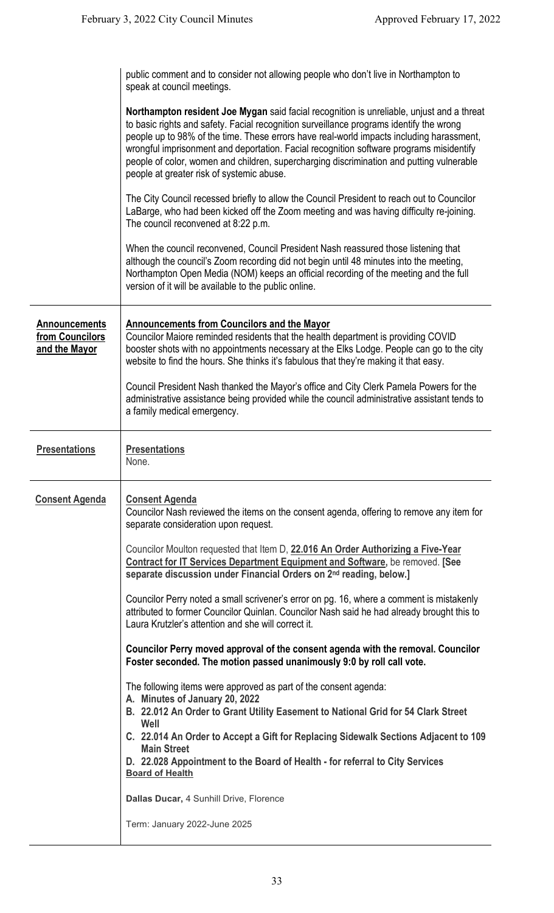public comment and to consider not allowing people who don't live in Northampton to speak at council meetings.

**Northampton resident Joe Mygan** said facial recognition is unreliable, unjust and a threat to basic rights and safety. Facial recognition surveillance programs identify the wrong people up to 98% of the time. These errors have real-world impacts including harassment, wrongful imprisonment and deportation. Facial recognition software programs misidentify people of color, women and children, supercharging discrimination and putting vulnerable people at greater risk of systemic abuse.

The City Council recessed briefly to allow the Council President to reach out to Councilor LaBarge, who had been kicked off the Zoom meeting and was having difficulty re-joining. The council reconvened at 8:22 p.m.

When the council reconvened, Council President Nash reassured those listening that although the council's Zoom recording did not begin until 48 minutes into the meeting, Northampton Open Media (NOM) keeps an official recording of the meeting and the full version of it will be available to the public online.

## Announcements from Councilors and the Mayor

**Announcements from Councilors and the Mayor**

Councilor Maiore reminded residents that the health department is providing COVID booster shots with no appointments necessary at the Elks Lodge. People can go to the city website to find the hours. She thinks it's fabulous that they're making it that easy.

Council President Nash thanked the Mayor's office and City Clerk Pamela Powers for the administrative assistance being provided while the council administrative assistant tends to a family medical emergency.

## Presentations

**Presentations**

None.

## Consent Agenda

**Consent Agenda**

Councilor Nash reviewed the items on the consent agenda, offering to remove any item for separate consideration upon request.

Councilor Moulton requested that Item D, **22.016 An Order Authorizing a Five-Year Contract for IT Services Department Equipment and Software,** be removed. **[See separate discussion under Financial Orders on 2nd reading, below.]**

Councilor Perry noted a small scrivener's error on pg. 16, where a comment is mistakenly attributed to former Councilor Quinlan. Councilor Nash said he had already brought this to Laura Krutzler's attention and she will correct it.

**Councilor Perry moved approval of the consent agenda with the removal. Councilor Foster seconded. The motion passed unanimously 9:0 by roll call vote.**

The following items were approved as part of the consent agenda:

- **A. Minutes of January 20, 2022**
- **B. 22.012 An Order to Grant Utility Easement to National Grid for 54 Clark Street Well**
- **C. 22.014 An Order to Accept a Gift for Replacing Sidewalk Sections Adjacent to 109 Main Street**
- **D. 22.028 Appointment to the Board of Health - for referral to City Services**

**Board of Health**

**Dallas Ducar,** 4 Sunhill Drive, Florence

Term: January 2022-June 2025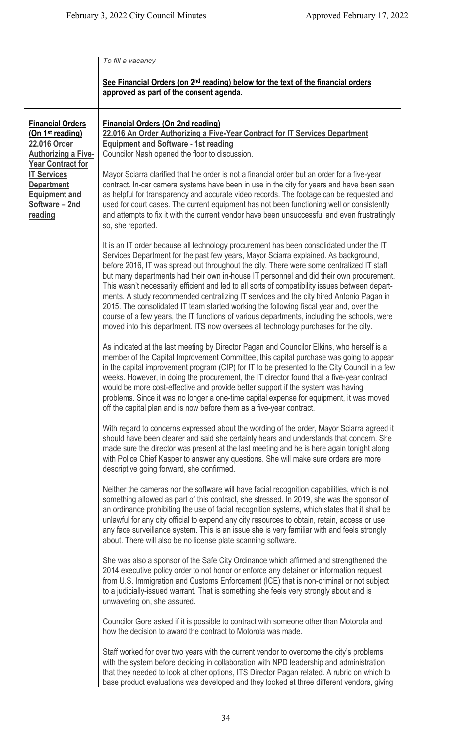*To fill a vacancy*

**See Financial Orders (on 2nd reading) below for the text of the financial orders approved as part of the consent agenda.**

**Financial Orders (On 1st reading) 22.016 Order Authorizing a Five-Year Contract for IT Services Department Equipment and Software – 2nd reading**

**Financial Orders (On 2nd reading)**
**22.016 An Order Authorizing a Five-Year Contract for IT Services Department Equipment and Software - 1st reading**
Councilor Nash opened the floor to discussion.

Mayor Sciarra clarified that the order is not a financial order but an order for a five-year contract. In-car camera systems have been in use in the city for years and have been seen as helpful for transparency and accurate video records. The footage can be requested and used for court cases. The current equipment has not been functioning well or consistently and attempts to fix it with the current vendor have been unsuccessful and even frustratingly so, she reported.

It is an IT order because all technology procurement has been consolidated under the IT Services Department for the past few years, Mayor Sciarra explained. As background, before 2016, IT was spread out throughout the city. There were some centralized IT staff but many departments had their own in-house IT personnel and did their own procurement. This wasn't necessarily efficient and led to all sorts of compatibility issues between departments. A study recommended centralizing IT services and the city hired Antonio Pagan in 2015. The consolidated IT team started working the following fiscal year and, over the course of a few years, the IT functions of various departments, including the schools, were moved into this department. ITS now oversees all technology purchases for the city.

As indicated at the last meeting by Director Pagan and Councilor Elkins, who herself is a member of the Capital Improvement Committee, this capital purchase was going to appear in the capital improvement program (CIP) for IT to be presented to the City Council in a few weeks. However, in doing the procurement, the IT director found that a five-year contract would be more cost-effective and provide better support if the system was having problems. Since it was no longer a one-time capital expense for equipment, it was moved off the capital plan and is now before them as a five-year contract.

With regard to concerns expressed about the wording of the order, Mayor Sciarra agreed it should have been clearer and said she certainly hears and understands that concern. She made sure the director was present at the last meeting and he is here again tonight along with Police Chief Kasper to answer any questions. She will make sure orders are more descriptive going forward, she confirmed.

Neither the cameras nor the software will have facial recognition capabilities, which is not something allowed as part of this contract, she stressed. In 2019, she was the sponsor of an ordinance prohibiting the use of facial recognition systems, which states that it shall be unlawful for any city official to expend any city resources to obtain, retain, access or use any face surveillance system. This is an issue she is very familiar with and feels strongly about. There will also be no license plate scanning software.

She was also a sponsor of the Safe City Ordinance which affirmed and strengthened the 2014 executive policy order to not honor or enforce any detainer or information request from U.S. Immigration and Customs Enforcement (ICE) that is non-criminal or not subject to a judicially-issued warrant. That is something she feels very strongly about and is unwavering on, she assured.

Councilor Gore asked if it is possible to contract with someone other than Motorola and how the decision to award the contract to Motorola was made.

Staff worked for over two years with the current vendor to overcome the city's problems with the system before deciding in collaboration with NPD leadership and administration that they needed to look at other options, ITS Director Pagan related. A rubric on which to base product evaluations was developed and they looked at three different vendors, giving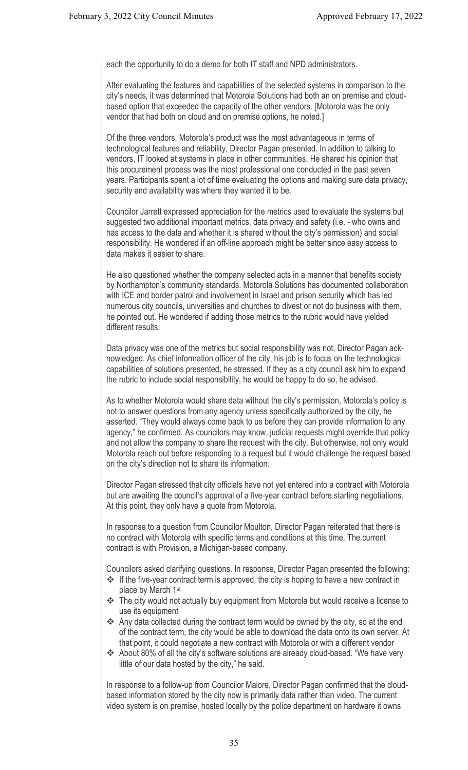each the opportunity to do a demo for both IT staff and NPD administrators.

After evaluating the features and capabilities of the selected systems in comparison to the city's needs, it was determined that Motorola Solutions had both an on premise and cloud-based option that exceeded the capacity of the other vendors. [Motorola was the only vendor that had both on cloud and on premise options, he noted.]

Of the three vendors, Motorola's product was the most advantageous in terms of technological features and reliability, Director Pagan presented. In addition to talking to vendors, IT looked at systems in place in other communities. He shared his opinion that this procurement process was the most professional one conducted in the past seven years. Participants spent a lot of time evaluating the options and making sure data privacy, security and availability was where they wanted it to be.

Councilor Jarrett expressed appreciation for the metrics used to evaluate the systems but suggested two additional important metrics, data privacy and safety (i.e. - who owns and has access to the data and whether it is shared without the city's permission) and social responsibility. He wondered if an off-line approach might be better since easy access to data makes it easier to share.

He also questioned whether the company selected acts in a manner that benefits society by Northampton's community standards. Motorola Solutions has documented collaboration with ICE and border patrol and involvement in Israel and prison security which has led numerous city councils, universities and churches to divest or not do business with them, he pointed out. He wondered if adding those metrics to the rubric would have yielded different results.

Data privacy was one of the metrics but social responsibility was not, Director Pagan acknowledged. As chief information officer of the city, his job is to focus on the technological capabilities of solutions presented, he stressed. If they as a city council ask him to expand the rubric to include social responsibility, he would be happy to do so, he advised.

As to whether Motorola would share data without the city's permission, Motorola's policy is not to answer questions from any agency unless specifically authorized by the city, he asserted. "They would always come back to us before they can provide information to any agency," he confirmed. As councilors may know, judicial requests might override that policy and not allow the company to share the request with the city. But otherwise, not only would Motorola reach out before responding to a request but it would challenge the request based on the city's direction not to share its information.

Director Pagan stressed that city officials have not yet entered into a contract with Motorola but are awaiting the council's approval of a five-year contract before starting negotiations. At this point, they only have a quote from Motorola.

In response to a question from Councilor Moulton, Director Pagan reiterated that there is no contract with Motorola with specific terms and conditions at this time. The current contract is with Provision, a Michigan-based company.

Councilors asked clarifying questions. In response, Director Pagan presented the following:

- If the five-year contract term is approved, the city is hoping to have a new contract in place by March 1st
- The city would not actually buy equipment from Motorola but would receive a license to use its equipment
- Any data collected during the contract term would be owned by the city, so at the end of the contract term, the city would be able to download the data onto its own server. At that point, it could negotiate a new contract with Motorola or with a different vendor
- About 80% of all the city's software solutions are already cloud-based. "We have very little of our data hosted by the city," he said.

In response to a follow-up from Councilor Maiore, Director Pagan confirmed that the cloud-based information stored by the city now is primarily data rather than video. The current video system is on premise, hosted locally by the police department on hardware it owns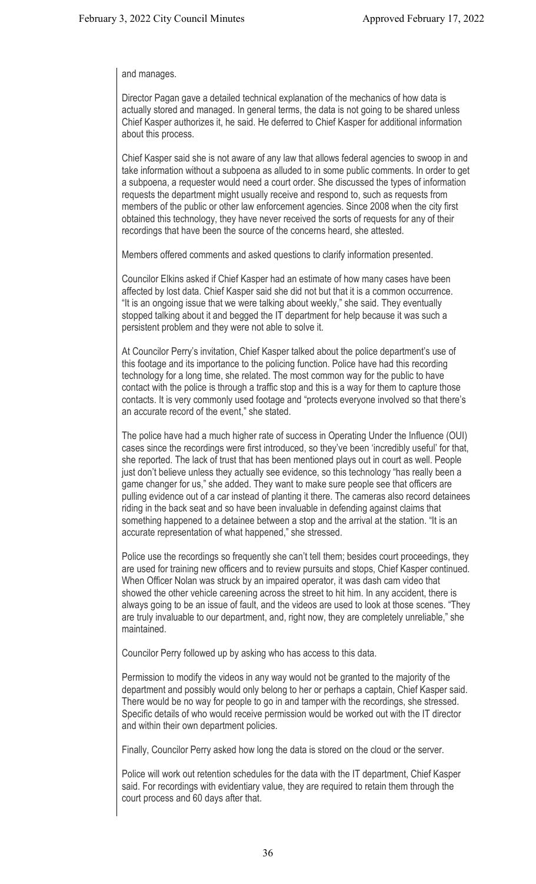and manages.

Director Pagan gave a detailed technical explanation of the mechanics of how data is actually stored and managed. In general terms, the data is not going to be shared unless Chief Kasper authorizes it, he said. He deferred to Chief Kasper for additional information about this process.

Chief Kasper said she is not aware of any law that allows federal agencies to swoop in and take information without a subpoena as alluded to in some public comments. In order to get a subpoena, a requester would need a court order. She discussed the types of information requests the department might usually receive and respond to, such as requests from members of the public or other law enforcement agencies. Since 2008 when the city first obtained this technology, they have never received the sorts of requests for any of their recordings that have been the source of the concerns heard, she attested.

Members offered comments and asked questions to clarify information presented.

Councilor Elkins asked if Chief Kasper had an estimate of how many cases have been affected by lost data. Chief Kasper said she did not but that it is a common occurrence. "It is an ongoing issue that we were talking about weekly," she said. They eventually stopped talking about it and begged the IT department for help because it was such a persistent problem and they were not able to solve it.

At Councilor Perry's invitation, Chief Kasper talked about the police department's use of this footage and its importance to the policing function. Police have had this recording technology for a long time, she related. The most common way for the public to have contact with the police is through a traffic stop and this is a way for them to capture those contacts. It is very commonly used footage and "protects everyone involved so that there's an accurate record of the event," she stated.

The police have had a much higher rate of success in Operating Under the Influence (OUI) cases since the recordings were first introduced, so they've been 'incredibly useful' for that, she reported. The lack of trust that has been mentioned plays out in court as well. People just don't believe unless they actually see evidence, so this technology "has really been a game changer for us," she added. They want to make sure people see that officers are pulling evidence out of a car instead of planting it there. The cameras also record detainees riding in the back seat and so have been invaluable in defending against claims that something happened to a detainee between a stop and the arrival at the station. "It is an accurate representation of what happened," she stressed.

Police use the recordings so frequently she can't tell them; besides court proceedings, they are used for training new officers and to review pursuits and stops, Chief Kasper continued. When Officer Nolan was struck by an impaired operator, it was dash cam video that showed the other vehicle careening across the street to hit him. In any accident, there is always going to be an issue of fault, and the videos are used to look at those scenes. "They are truly invaluable to our department, and, right now, they are completely unreliable," she maintained.

Councilor Perry followed up by asking who has access to this data.

Permission to modify the videos in any way would not be granted to the majority of the department and possibly would only belong to her or perhaps a captain, Chief Kasper said. There would be no way for people to go in and tamper with the recordings, she stressed. Specific details of who would receive permission would be worked out with the IT director and within their own department policies.

Finally, Councilor Perry asked how long the data is stored on the cloud or the server.

Police will work out retention schedules for the data with the IT department, Chief Kasper said. For recordings with evidentiary value, they are required to retain them through the court process and 60 days after that.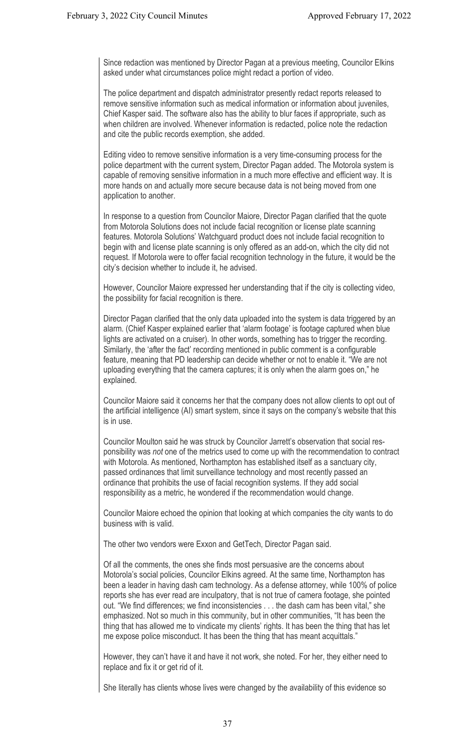Since redaction was mentioned by Director Pagan at a previous meeting, Councilor Elkins asked under what circumstances police might redact a portion of video.

The police department and dispatch administrator presently redact reports released to remove sensitive information such as medical information or information about juveniles, Chief Kasper said. The software also has the ability to blur faces if appropriate, such as when children are involved. Whenever information is redacted, police note the redaction and cite the public records exemption, she added.

Editing video to remove sensitive information is a very time-consuming process for the police department with the current system, Director Pagan added. The Motorola system is capable of removing sensitive information in a much more effective and efficient way. It is more hands on and actually more secure because data is not being moved from one application to another.

In response to a question from Councilor Maiore, Director Pagan clarified that the quote from Motorola Solutions does not include facial recognition or license plate scanning features. Motorola Solutions' Watchguard product does not include facial recognition to begin with and license plate scanning is only offered as an add-on, which the city did not request. If Motorola were to offer facial recognition technology in the future, it would be the city's decision whether to include it, he advised.

However, Councilor Maiore expressed her understanding that if the city is collecting video, the possibility for facial recognition is there.

Director Pagan clarified that the only data uploaded into the system is data triggered by an alarm. (Chief Kasper explained earlier that 'alarm footage' is footage captured when blue lights are activated on a cruiser). In other words, something has to trigger the recording. Similarly, the 'after the fact' recording mentioned in public comment is a configurable feature, meaning that PD leadership can decide whether or not to enable it. "We are not uploading everything that the camera captures; it is only when the alarm goes on," he explained.

Councilor Maiore said it concerns her that the company does not allow clients to opt out of the artificial intelligence (AI) smart system, since it says on the company's website that this is in use.

Councilor Moulton said he was struck by Councilor Jarrett's observation that social responsibility was *not* one of the metrics used to come up with the recommendation to contract with Motorola. As mentioned, Northampton has established itself as a sanctuary city, passed ordinances that limit surveillance technology and most recently passed an ordinance that prohibits the use of facial recognition systems. If they add social responsibility as a metric, he wondered if the recommendation would change.

Councilor Maiore echoed the opinion that looking at which companies the city wants to do business with is valid.

The other two vendors were Exxon and GetTech, Director Pagan said.

Of all the comments, the ones she finds most persuasive are the concerns about Motorola's social policies, Councilor Elkins agreed. At the same time, Northampton has been a leader in having dash cam technology. As a defense attorney, while 100% of police reports she has ever read are inculpatory, that is not true of camera footage, she pointed out. "We find differences; we find inconsistencies . . . the dash cam has been vital," she emphasized. Not so much in this community, but in other communities, "It has been the thing that has allowed me to vindicate my clients' rights. It has been the thing that has let me expose police misconduct. It has been the thing that has meant acquittals."

However, they can't have it and have it not work, she noted. For her, they either need to replace and fix it or get rid of it.

She literally has clients whose lives were changed by the availability of this evidence so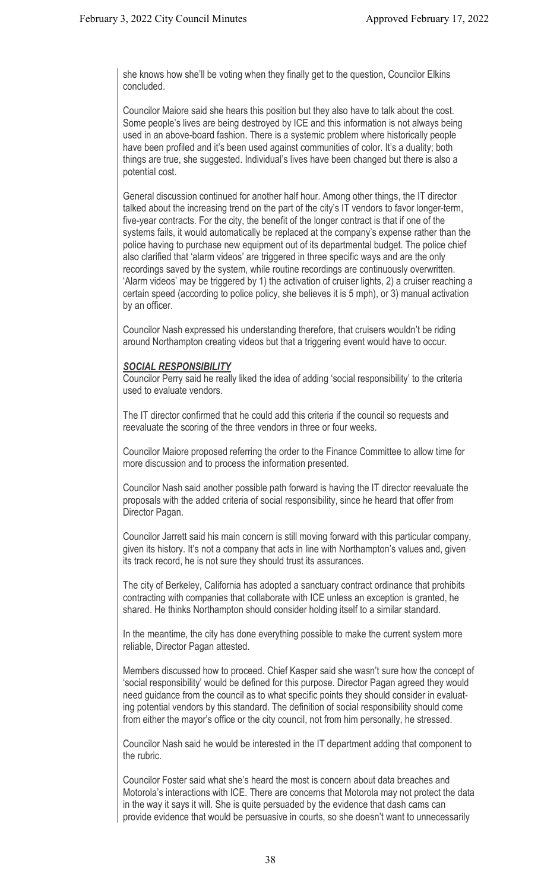she knows how she'll be voting when they finally get to the question, Councilor Elkins concluded.

Councilor Maiore said she hears this position but they also have to talk about the cost. Some people's lives are being destroyed by ICE and this information is not always being used in an above-board fashion. There is a systemic problem where historically people have been profiled and it's been used against communities of color. It's a duality; both things are true, she suggested. Individual's lives have been changed but there is also a potential cost.

General discussion continued for another half hour. Among other things, the IT director talked about the increasing trend on the part of the city's IT vendors to favor longer-term, five-year contracts. For the city, the benefit of the longer contract is that if one of the systems fails, it would automatically be replaced at the company's expense rather than the police having to purchase new equipment out of its departmental budget. The police chief also clarified that 'alarm videos' are triggered in three specific ways and are the only recordings saved by the system, while routine recordings are continuously overwritten. 'Alarm videos' may be triggered by 1) the activation of cruiser lights, 2) a cruiser reaching a certain speed (according to police policy, she believes it is 5 mph), or 3) manual activation by an officer.

Councilor Nash expressed his understanding therefore, that cruisers wouldn't be riding around Northampton creating videos but that a triggering event would have to occur.

***SOCIAL RESPONSIBILITY***

Councilor Perry said he really liked the idea of adding 'social responsibility' to the criteria used to evaluate vendors.

The IT director confirmed that he could add this criteria if the council so requests and reevaluate the scoring of the three vendors in three or four weeks.

Councilor Maiore proposed referring the order to the Finance Committee to allow time for more discussion and to process the information presented.

Councilor Nash said another possible path forward is having the IT director reevaluate the proposals with the added criteria of social responsibility, since he heard that offer from Director Pagan.

Councilor Jarrett said his main concern is still moving forward with this particular company, given its history. It's not a company that acts in line with Northampton's values and, given its track record, he is not sure they should trust its assurances.

The city of Berkeley, California has adopted a sanctuary contract ordinance that prohibits contracting with companies that collaborate with ICE unless an exception is granted, he shared. He thinks Northampton should consider holding itself to a similar standard.

In the meantime, the city has done everything possible to make the current system more reliable, Director Pagan attested.

Members discussed how to proceed. Chief Kasper said she wasn't sure how the concept of 'social responsibility' would be defined for this purpose. Director Pagan agreed they would need guidance from the council as to what specific points they should consider in evaluating potential vendors by this standard. The definition of social responsibility should come from either the mayor's office or the city council, not from him personally, he stressed.

Councilor Nash said he would be interested in the IT department adding that component to the rubric.

Councilor Foster said what she's heard the most is concern about data breaches and Motorola's interactions with ICE. There are concerns that Motorola may not protect the data in the way it says it will. She is quite persuaded by the evidence that dash cams can provide evidence that would be persuasive in courts, so she doesn't want to unnecessarily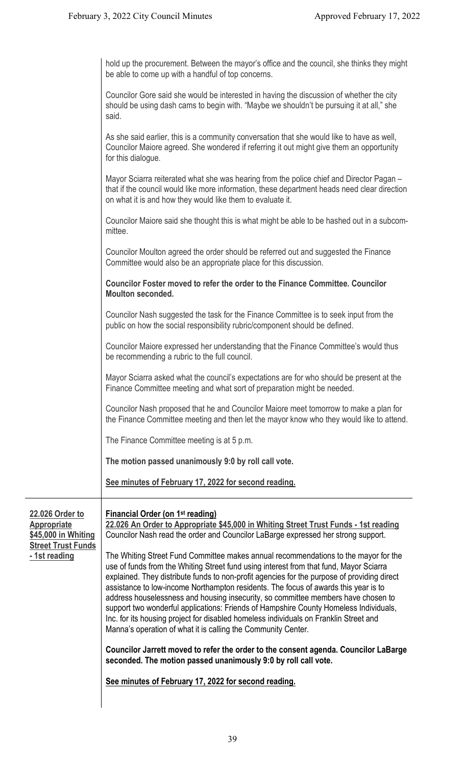hold up the procurement. Between the mayor's office and the council, she thinks they might be able to come up with a handful of top concerns.

Councilor Gore said she would be interested in having the discussion of whether the city should be using dash cams to begin with. "Maybe we shouldn't be pursuing it at all," she said.

As she said earlier, this is a community conversation that she would like to have as well, Councilor Maiore agreed. She wondered if referring it out might give them an opportunity for this dialogue.

Mayor Sciarra reiterated what she was hearing from the police chief and Director Pagan – that if the council would like more information, these department heads need clear direction on what it is and how they would like them to evaluate it.

Councilor Maiore said she thought this is what might be able to be hashed out in a subcommittee.

Councilor Moulton agreed the order should be referred out and suggested the Finance Committee would also be an appropriate place for this discussion.

**Councilor Foster moved to refer the order to the Finance Committee. Councilor Moulton seconded.**

Councilor Nash suggested the task for the Finance Committee is to seek input from the public on how the social responsibility rubric/component should be defined.

Councilor Maiore expressed her understanding that the Finance Committee's would thus be recommending a rubric to the full council.

Mayor Sciarra asked what the council's expectations are for who should be present at the Finance Committee meeting and what sort of preparation might be needed.

Councilor Nash proposed that he and Councilor Maiore meet tomorrow to make a plan for the Finance Committee meeting and then let the mayor know who they would like to attend.

The Finance Committee meeting is at 5 p.m.

**The motion passed unanimously 9:0 by roll call vote.**

**See minutes of February 17, 2022 for second reading.**

---

**22.026 Order to Appropriate $45,000 in Whiting Street Trust Funds - 1st reading**

**Financial Order (on 1st reading)**

**22.026 An Order to Appropriate $45,000 in Whiting Street Trust Funds - 1st reading**

Councilor Nash read the order and Councilor LaBarge expressed her strong support.

The Whiting Street Fund Committee makes annual recommendations to the mayor for the use of funds from the Whiting Street fund using interest from that fund, Mayor Sciarra explained. They distribute funds to non-profit agencies for the purpose of providing direct assistance to low-income Northampton residents. The focus of awards this year is to address houselessness and housing insecurity, so committee members have chosen to support two wonderful applications: Friends of Hampshire County Homeless Individuals, Inc. for its housing project for disabled homeless individuals on Franklin Street and Manna's operation of what it is calling the Community Center.

**Councilor Jarrett moved to refer the order to the consent agenda. Councilor LaBarge seconded. The motion passed unanimously 9:0 by roll call vote.**

**See minutes of February 17, 2022 for second reading.**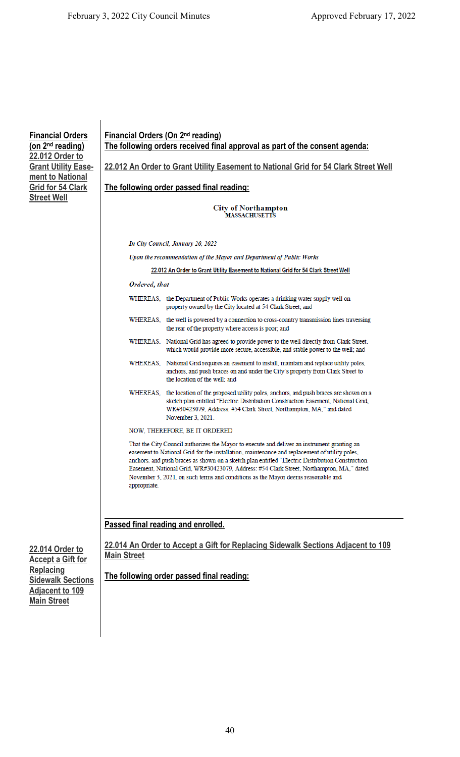**Financial Orders (on 2nd reading)**
**22.012 Order to Grant Utility Easement to National Grid for 54 Clark Street Well**

**Financial Orders (On 2nd reading)**
**The following orders received final approval as part of the consent agenda:**

**22.012 An Order to Grant Utility Easement to National Grid for 54 Clark Street Well**

**The following order passed final reading:**

**City of Northampton**
**MASSACHUSETTS**

*In City Council, January 20, 2022*

*Upon the recommendation of the Mayor and Department of Public Works*

**22.012 An Order to Grant Utility Easement to National Grid for 54 Clark Street Well**

***Ordered, that***

WHEREAS, the Department of Public Works operates a drinking water supply well on property owned by the City located at 54 Clark Street; and

WHEREAS, the well is powered by a connection to cross-country transmission lines traversing the rear of the property where access is poor; and

WHEREAS, National Grid has agreed to provide power to the well directly from Clark Street, which would provide more secure, accessible, and stable power to the well; and

WHEREAS, National Grid requires an easement to install, maintain and replace utility poles, anchors, and push braces on and under the City's property from Clark Street to the location of the well; and

WHEREAS, the location of the proposed utility poles, anchors, and push braces are shown on a sketch plan entitled "Electric Distribution Construction Easement, National Grid, WR#30423079, Address: #54 Clark Street, Northampton, MA," and dated November 3, 2021.

NOW, THEREFORE, BE IT ORDERED

That the City Council authorizes the Mayor to execute and deliver an instrument granting an easement to National Grid for the installation, maintenance and replacement of utility poles, anchors, and push braces as shown on a sketch plan entitled "Electric Distribution Construction Easement, National Grid, WR#30423079, Address: #54 Clark Street, Northampton, MA," dated November 3, 2021, on such terms and conditions as the Mayor deems reasonable and appropriate.

**Passed final reading and enrolled.**

**22.014 Order to Accept a Gift for Replacing Sidewalk Sections Adjacent to 109 Main Street**

**22.014 An Order to Accept a Gift for Replacing Sidewalk Sections Adjacent to 109 Main Street**

**The following order passed final reading:**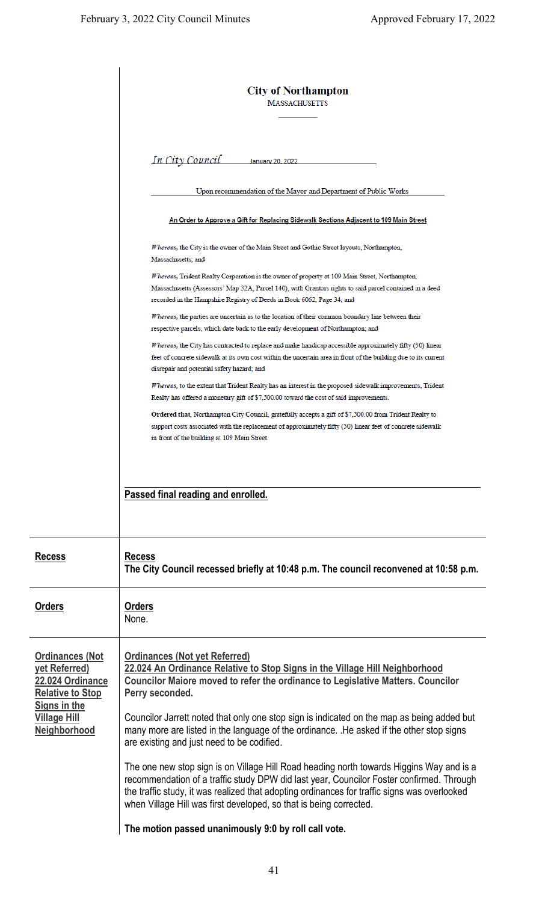**City of Northampton**
MASSACHUSETTS

*In City Council* January 20, 2022

Upon recommendation of the Mayor and Department of Public Works

**An Order to Approve a Gift for Replacing Sidewalk Sections Adjacent to 109 Main Street**

*Whereas,* the City is the owner of the Main Street and Gothic Street layouts, Northampton, Massachusetts; and

*Whereas,* Trident Realty Corporation is the owner of property at 109 Main Street, Northampton, Massachusetts (Assessors' Map 32A, Parcel 140), with Grantors rights to said parcel contained in a deed recorded in the Hampshire Registry of Deeds in Book 6062, Page 34; and

*Whereas,* the parties are uncertain as to the location of their common boundary line between their respective parcels, which date back to the early development of Northampton; and

*Whereas,* the City has contracted to replace and make handicap accessible approximately fifty (50) linear feet of concrete sidewalk at its own cost within the uncertain area in front of the building due to its current disrepair and potential safety hazard; and

*Whereas,* to the extent that Trident Realty has an interest in the proposed sidewalk improvements, Trident Realty has offered a monetary gift of $7,500.00 toward the cost of said improvements.

**Ordered that,** Northampton City Council, gratefully accepts a gift of $7,500.00 from Trident Realty to support costs associated with the replacement of approximately fifty (50) linear feet of concrete sidewalk in front of the building at 109 Main Street.

**Passed final reading and enrolled.**

| | |
|---|---|
| **Recess** | **Recess**<br>**The City Council recessed briefly at 10:48 p.m. The council reconvened at 10:58 p.m.** |
| **Orders** | **Orders**<br>None. |
| **Ordinances (Not yet Referred) 22.024 Ordinance Relative to Stop Signs in the Village Hill Neighborhood** | **Ordinances (Not yet Referred)**<br>**22.024 An Ordinance Relative to Stop Signs in the Village Hill Neighborhood**<br>**Councilor Maiore moved to refer the ordinance to Legislative Matters. Councilor Perry seconded.**<br><br>Councilor Jarrett noted that only one stop sign is indicated on the map as being added but many more are listed in the language of the ordinance. .He asked if the other stop signs are existing and just need to be codified.<br><br>The one new stop sign is on Village Hill Road heading north towards Higgins Way and is a recommendation of a traffic study DPW did last year, Councilor Foster confirmed. Through the traffic study, it was realized that adopting ordinances for traffic signs was overlooked when Village Hill was first developed, so that is being corrected.<br><br>**The motion passed unanimously 9:0 by roll call vote.** |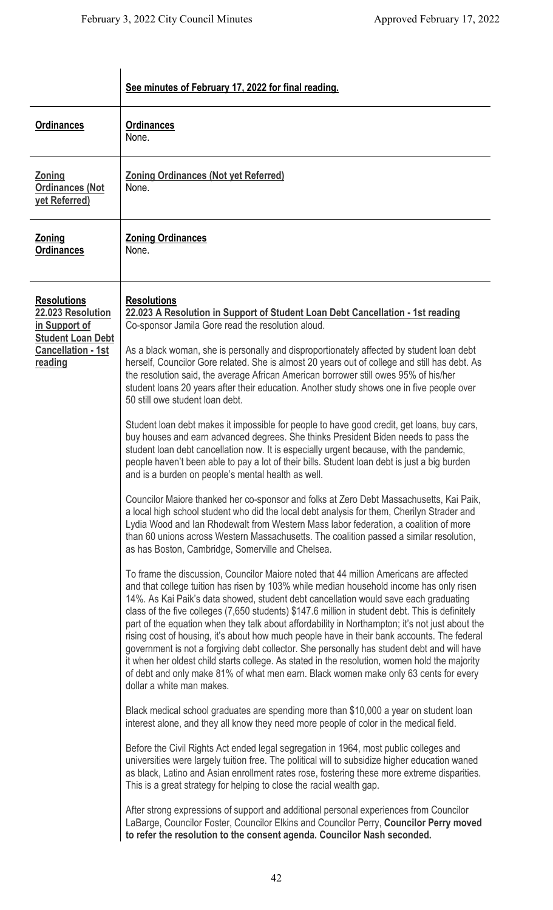**See minutes of February 17, 2022 for final reading.**

## Ordinances

**Ordinances**
None.

## Zoning Ordinances (Not yet Referred)

**Zoning Ordinances (Not yet Referred)**
None.

## Zoning Ordinances

**Zoning Ordinances**
None.

## Resolutions
### 22.023 Resolution in Support of Student Loan Debt Cancellation - 1st reading

**Resolutions**

**22.023 A Resolution in Support of Student Loan Debt Cancellation - 1st reading**
Co-sponsor Jamila Gore read the resolution aloud.

As a black woman, she is personally and disproportionately affected by student loan debt herself, Councilor Gore related. She is almost 20 years out of college and still has debt. As the resolution said, the average African American borrower still owes 95% of his/her student loans 20 years after their education. Another study shows one in five people over 50 still owe student loan debt.

Student loan debt makes it impossible for people to have good credit, get loans, buy cars, buy houses and earn advanced degrees. She thinks President Biden needs to pass the student loan debt cancellation now. It is especially urgent because, with the pandemic, people haven't been able to pay a lot of their bills. Student loan debt is just a big burden and is a burden on people's mental health as well.

Councilor Maiore thanked her co-sponsor and folks at Zero Debt Massachusetts, Kai Paik, a local high school student who did the local debt analysis for them, Cherilyn Strader and Lydia Wood and Ian Rhodewalt from Western Mass labor federation, a coalition of more than 60 unions across Western Massachusetts. The coalition passed a similar resolution, as has Boston, Cambridge, Somerville and Chelsea.

To frame the discussion, Councilor Maiore noted that 44 million Americans are affected and that college tuition has risen by 103% while median household income has only risen 14%. As Kai Paik's data showed, student debt cancellation would save each graduating class of the five colleges (7,650 students) $147.6 million in student debt. This is definitely part of the equation when they talk about affordability in Northampton; it's not just about the rising cost of housing, it's about how much people have in their bank accounts. The federal government is not a forgiving debt collector. She personally has student debt and will have it when her oldest child starts college. As stated in the resolution, women hold the majority of debt and only make 81% of what men earn. Black women make only 63 cents for every dollar a white man makes.

Black medical school graduates are spending more than $10,000 a year on student loan interest alone, and they all know they need more people of color in the medical field.

Before the Civil Rights Act ended legal segregation in 1964, most public colleges and universities were largely tuition free. The political will to subsidize higher education waned as black, Latino and Asian enrollment rates rose, fostering these more extreme disparities. This is a great strategy for helping to close the racial wealth gap.

After strong expressions of support and additional personal experiences from Councilor LaBarge, Councilor Foster, Councilor Elkins and Councilor Perry, **Councilor Perry moved to refer the resolution to the consent agenda. Councilor Nash seconded.**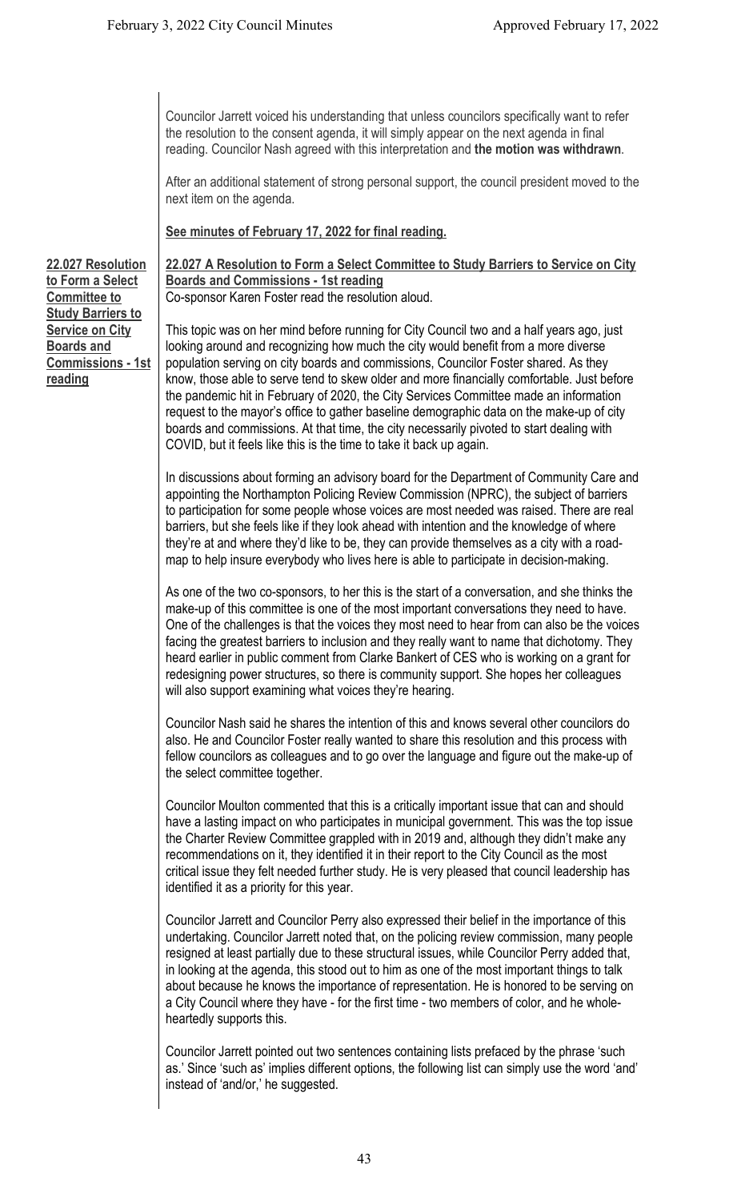Councilor Jarrett voiced his understanding that unless councilors specifically want to refer the resolution to the consent agenda, it will simply appear on the next agenda in final reading. Councilor Nash agreed with this interpretation and **the motion was withdrawn**.

After an additional statement of strong personal support, the council president moved to the next item on the agenda.

**See minutes of February 17, 2022 for final reading.**

**22.027 Resolution to Form a Select Committee to Study Barriers to Service on City Boards and Commissions - 1st reading**

**22.027 A Resolution to Form a Select Committee to Study Barriers to Service on City Boards and Commissions - 1st reading**

Co-sponsor Karen Foster read the resolution aloud.

This topic was on her mind before running for City Council two and a half years ago, just looking around and recognizing how much the city would benefit from a more diverse population serving on city boards and commissions, Councilor Foster shared. As they know, those able to serve tend to skew older and more financially comfortable. Just before the pandemic hit in February of 2020, the City Services Committee made an information request to the mayor's office to gather baseline demographic data on the make-up of city boards and commissions. At that time, the city necessarily pivoted to start dealing with COVID, but it feels like this is the time to take it back up again.

In discussions about forming an advisory board for the Department of Community Care and appointing the Northampton Policing Review Commission (NPRC), the subject of barriers to participation for some people whose voices are most needed was raised. There are real barriers, but she feels like if they look ahead with intention and the knowledge of where they're at and where they'd like to be, they can provide themselves as a city with a road-map to help insure everybody who lives here is able to participate in decision-making.

As one of the two co-sponsors, to her this is the start of a conversation, and she thinks the make-up of this committee is one of the most important conversations they need to have. One of the challenges is that the voices they most need to hear from can also be the voices facing the greatest barriers to inclusion and they really want to name that dichotomy. They heard earlier in public comment from Clarke Bankert of CES who is working on a grant for redesigning power structures, so there is community support. She hopes her colleagues will also support examining what voices they're hearing.

Councilor Nash said he shares the intention of this and knows several other councilors do also. He and Councilor Foster really wanted to share this resolution and this process with fellow councilors as colleagues and to go over the language and figure out the make-up of the select committee together.

Councilor Moulton commented that this is a critically important issue that can and should have a lasting impact on who participates in municipal government. This was the top issue the Charter Review Committee grappled with in 2019 and, although they didn't make any recommendations on it, they identified it in their report to the City Council as the most critical issue they felt needed further study. He is very pleased that council leadership has identified it as a priority for this year.

Councilor Jarrett and Councilor Perry also expressed their belief in the importance of this undertaking. Councilor Jarrett noted that, on the policing review commission, many people resigned at least partially due to these structural issues, while Councilor Perry added that, in looking at the agenda, this stood out to him as one of the most important things to talk about because he knows the importance of representation. He is honored to be serving on a City Council where they have - for the first time - two members of color, and he whole-heartedly supports this.

Councilor Jarrett pointed out two sentences containing lists prefaced by the phrase 'such as.' Since 'such as' implies different options, the following list can simply use the word 'and' instead of 'and/or,' he suggested.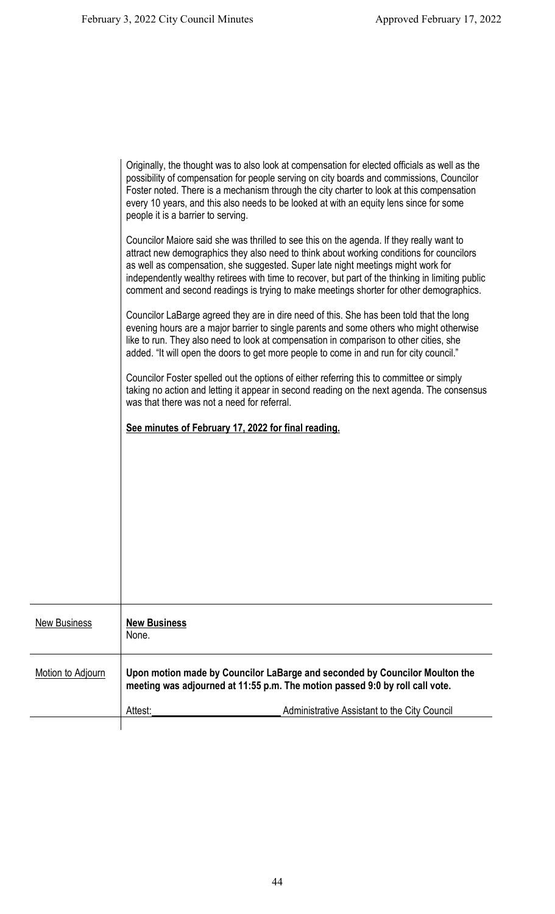Originally, the thought was to also look at compensation for elected officials as well as the possibility of compensation for people serving on city boards and commissions, Councilor Foster noted. There is a mechanism through the city charter to look at this compensation every 10 years, and this also needs to be looked at with an equity lens since for some people it is a barrier to serving.

Councilor Maiore said she was thrilled to see this on the agenda. If they really want to attract new demographics they also need to think about working conditions for councilors as well as compensation, she suggested. Super late night meetings might work for independently wealthy retirees with time to recover, but part of the thinking in limiting public comment and second readings is trying to make meetings shorter for other demographics.

Councilor LaBarge agreed they are in dire need of this. She has been told that the long evening hours are a major barrier to single parents and some others who might otherwise like to run. They also need to look at compensation in comparison to other cities, she added. "It will open the doors to get more people to come in and run for city council."

Councilor Foster spelled out the options of either referring this to committee or simply taking no action and letting it appear in second reading on the next agenda. The consensus was that there was not a need for referral.

**See minutes of February 17, 2022 for final reading.**

| | |
|---|---|
| New Business | **New Business**<br>None. |
| Motion to Adjourn | **Upon motion made by Councilor LaBarge and seconded by Councilor Moulton the meeting was adjourned at 11:55 p.m. The motion passed 9:0 by roll call vote.**<br><br>Attest:\_\_\_\_\_\_\_\_\_\_\_\_\_\_\_\_\_\_\_\_\_\_\_\_ Administrative Assistant to the City Council |